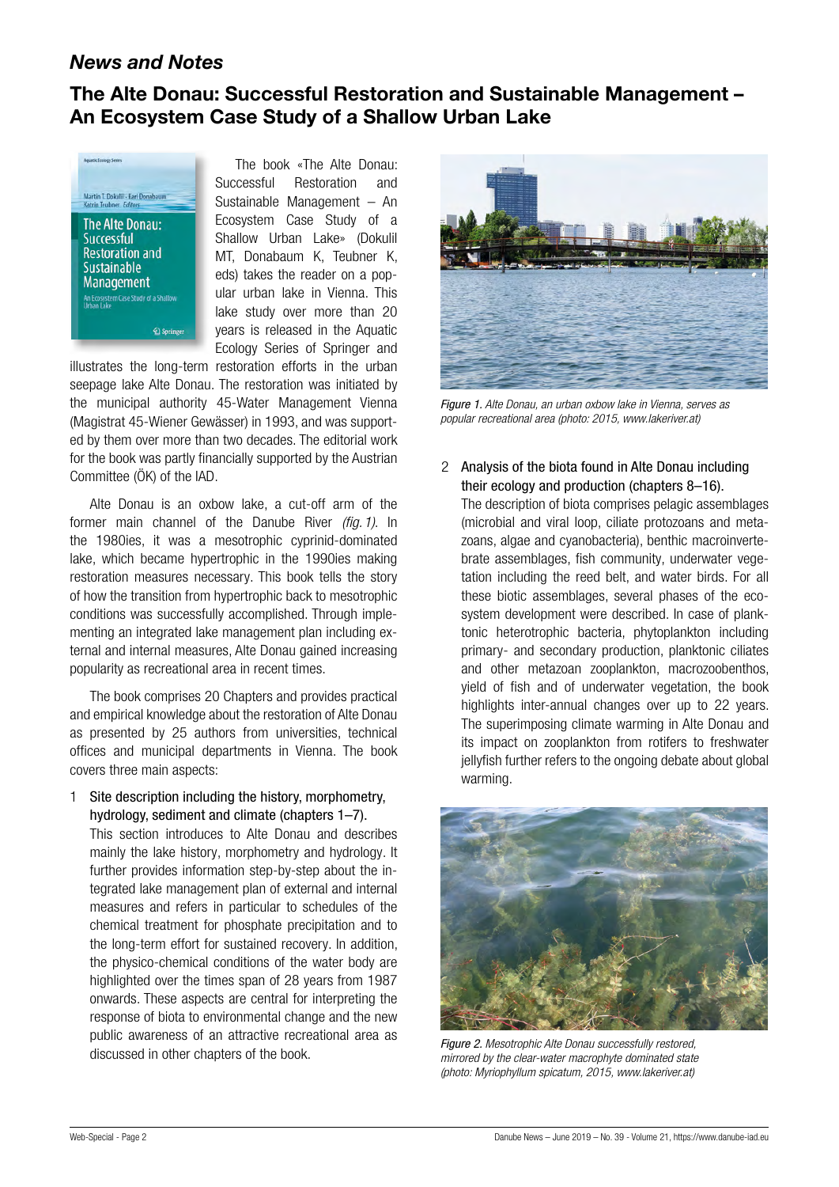*News and Notes*

## The Alte Donau: Successful Restoration and Sustainable Management – An Ecosystem Case Study of a Shallow Urban Lake

The book «The Alte Donau: Successful Restoration and Sustainable Management – An Ecosystem Case Study of a Shallow Urban Lake» (Dokulil MT, Donabaum K, Teubner K, eds) takes the reader on a popular urban lake in Vienna. This lake study over more than 20 years is released in the Aquatic Ecology Series of Springer and illustrates the long-term restoration efforts in the urban seepage lake Alte Donau. The restoration was initiated by the municipal authority 45-Water Management Vienna (Magistrat 45-Wiener Gewässer) in 1993, and was supported by them over more than two decades. The editorial work for the book was partly financially supported by the Austrian Committee (ÖK) of the IAD.

Alte Donau is an oxbow lake, a cut-off arm of the former main channel of the Danube River *(fig. 1)*. In the 1980ies, it was a mesotrophic cyprinid-dominated lake, which became hypertrophic in the 1990ies making restoration measures necessary. This book tells the story of how the transition from hypertrophic back to mesotrophic conditions was successfully accomplished. Through implementing an integrated lake management plan including external and internal measures, Alte Donau gained increasing popularity as recreational area in recent times.

The book comprises 20 Chapters and provides practical and empirical knowledge about the restoration of Alte Donau as presented by 25 authors from universities, technical offices and municipal departments in Vienna. The book covers three main aspects:

1. Site description including the history, morphometry, hydrology, sediment and climate (chapters 1–7).
   This section introduces to Alte Donau and describes mainly the lake history, morphometry and hydrology. It further provides information step-by-step about the integrated lake management plan of external and internal measures and refers in particular to schedules of the chemical treatment for phosphate precipitation and to the long-term effort for sustained recovery. In addition, the physico-chemical conditions of the water body are highlighted over the times span of 28 years from 1987 onwards. These aspects are central for interpreting the response of biota to environmental change and the new public awareness of an attractive recreational area as discussed in other chapters of the book.

*Figure 1. Alte Donau, an urban oxbow lake in Vienna, serves as popular recreational area (photo: 2015, www.lakeriver.at)*

2. Analysis of the biota found in Alte Donau including their ecology and production (chapters 8–16).
   The description of biota comprises pelagic assemblages (microbial and viral loop, ciliate protozoans and metazoans, algae and cyanobacteria), benthic macroinvertebrate assemblages, fish community, underwater vegetation including the reed belt, and water birds. For all these biotic assemblages, several phases of the ecosystem development were described. In case of planktonic heterotrophic bacteria, phytoplankton including primary- and secondary production, planktonic ciliates and other metazoan zooplankton, macrozoobenthos, yield of fish and of underwater vegetation, the book highlights inter-annual changes over up to 22 years. The superimposing climate warming in Alte Donau and its impact on zooplankton from rotifers to freshwater jellyfish further refers to the ongoing debate about global warming.

*Figure 2. Mesotrophic Alte Donau successfully restored, mirrored by the clear-water macrophyte dominated state (photo: Myriophyllum spicatum, 2015, www.lakeriver.at)*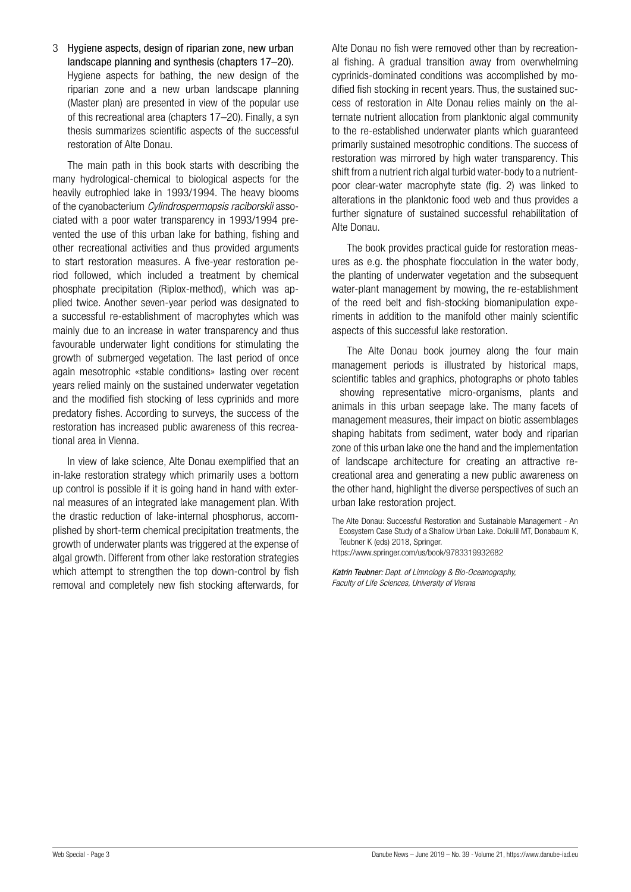3 **Hygiene aspects, design of riparian zone, new urban landscape planning and synthesis (chapters 17–20).** Hygiene aspects for bathing, the new design of the riparian zone and a new urban landscape planning (Master plan) are presented in view of the popular use of this recreational area (chapters 17–20). Finally, a syn thesis summarizes scientific aspects of the successful restoration of Alte Donau.

The main path in this book starts with describing the many hydrological-chemical to biological aspects for the heavily eutrophied lake in 1993/1994. The heavy blooms of the cyanobacterium *Cylindrospermopsis raciborskii* associated with a poor water transparency in 1993/1994 prevented the use of this urban lake for bathing, fishing and other recreational activities and thus provided arguments to start restoration measures. A five-year restoration period followed, which included a treatment by chemical phosphate precipitation (Riplox-method), which was applied twice. Another seven-year period was designated to a successful re-establishment of macrophytes which was mainly due to an increase in water transparency and thus favourable underwater light conditions for stimulating the growth of submerged vegetation. The last period of once again mesotrophic «stable conditions» lasting over recent years relied mainly on the sustained underwater vegetation and the modified fish stocking of less cyprinids and more predatory fishes. According to surveys, the success of the restoration has increased public awareness of this recreational area in Vienna.

In view of lake science, Alte Donau exemplified that an in-lake restoration strategy which primarily uses a bottom up control is possible if it is going hand in hand with external measures of an integrated lake management plan. With the drastic reduction of lake-internal phosphorus, accomplished by short-term chemical precipitation treatments, the growth of underwater plants was triggered at the expense of algal growth. Different from other lake restoration strategies which attempt to strengthen the top down-control by fish removal and completely new fish stocking afterwards, for Alte Donau no fish were removed other than by recreational fishing. A gradual transition away from overwhelming cyprinids-dominated conditions was accomplished by modified fish stocking in recent years. Thus, the sustained success of restoration in Alte Donau relies mainly on the alternate nutrient allocation from planktonic algal community to the re-established underwater plants which guaranteed primarily sustained mesotrophic conditions. The success of restoration was mirrored by high water transparency. This shift from a nutrient rich algal turbid water-body to a nutrient-poor clear-water macrophyte state (fig. 2) was linked to alterations in the planktonic food web and thus provides a further signature of sustained successful rehabilitation of Alte Donau.

The book provides practical guide for restoration measures as e.g. the phosphate flocculation in the water body, the planting of underwater vegetation and the subsequent water-plant management by mowing, the re-establishment of the reed belt and fish-stocking biomanipulation experiments in addition to the manifold other mainly scientific aspects of this successful lake restoration.

The Alte Donau book journey along the four main management periods is illustrated by historical maps, scientific tables and graphics, photographs or photo tables showing representative micro-organisms, plants and animals in this urban seepage lake. The many facets of management measures, their impact on biotic assemblages shaping habitats from sediment, water body and riparian zone of this urban lake one the hand and the implementation of landscape architecture for creating an attractive recreational area and generating a new public awareness on the other hand, highlight the diverse perspectives of such an urban lake restoration project.

The Alte Donau: Successful Restoration and Sustainable Management - An Ecosystem Case Study of a Shallow Urban Lake. Dokulil MT, Donabaum K, Teubner K (eds) 2018, Springer.
https://www.springer.com/us/book/9783319932682

*Katrin Teubner: Dept. of Limnology & Bio-Oceanography, Faculty of Life Sciences, University of Vienna*